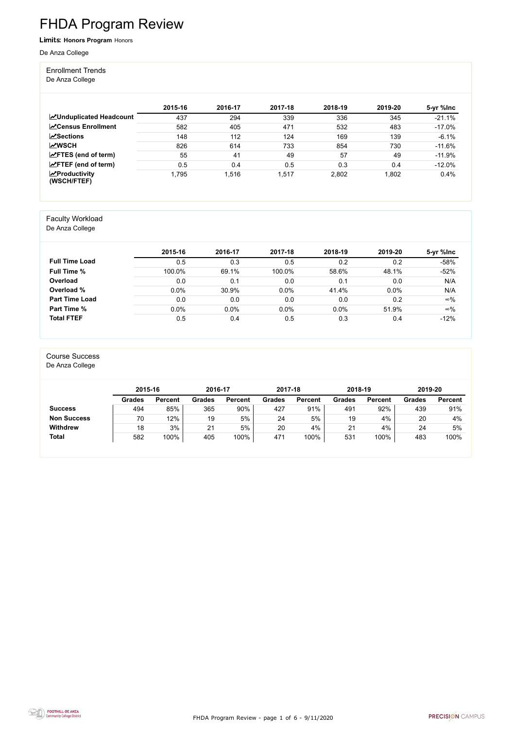# FHDA Program Review

**Limits:** **Honors Program** Honors

De Anza College

## Enrollment Trends

De Anza College

| | 2015-16 | 2016-17 | 2017-18 | 2018-19 | 2019-20 | 5-yr %Inc |
|---|---|---|---|---|---|---|
| **Unduplicated Headcount** | 437 | 294 | 339 | 336 | 345 | -21.1% |
| **Census Enrollment** | 582 | 405 | 471 | 532 | 483 | -17.0% |
| **Sections** | 148 | 112 | 124 | 169 | 139 | -6.1% |
| **WSCH** | 826 | 614 | 733 | 854 | 730 | -11.6% |
| **FTES (end of term)** | 55 | 41 | 49 | 57 | 49 | -11.9% |
| **FTEF (end of term)** | 0.5 | 0.4 | 0.5 | 0.3 | 0.4 | -12.0% |
| **Productivity (WSCH/FTEF)** | 1,795 | 1,516 | 1,517 | 2,802 | 1,802 | 0.4% |

## Faculty Workload

De Anza College

| | 2015-16 | 2016-17 | 2017-18 | 2018-19 | 2019-20 | 5-yr %Inc |
|---|---|---|---|---|---|---|
| **Full Time Load** | 0.5 | 0.3 | 0.5 | 0.2 | 0.2 | -58% |
| **Full Time %** | 100.0% | 69.1% | 100.0% | 58.6% | 48.1% | -52% |
| **Overload** | 0.0 | 0.1 | 0.0 | 0.1 | 0.0 | N/A |
| **Overload %** | 0.0% | 30.9% | 0.0% | 41.4% | 0.0% | N/A |
| **Part Time Load** | 0.0 | 0.0 | 0.0 | 0.0 | 0.2 | ∞% |
| **Part Time %** | 0.0% | 0.0% | 0.0% | 0.0% | 51.9% | ∞% |
| **Total FTEF** | 0.5 | 0.4 | 0.5 | 0.3 | 0.4 | -12% |

## Course Success

De Anza College

| | 2015-16 | | 2016-17 | | 2017-18 | | 2018-19 | | 2019-20 | |
|---|---|---|---|---|---|---|---|---|---|---|
| | **Grades** | **Percent** | **Grades** | **Percent** | **Grades** | **Percent** | **Grades** | **Percent** | **Grades** | **Percent** |
| **Success** | 494 | 85% | 365 | 90% | 427 | 91% | 491 | 92% | 439 | 91% |
| **Non Success** | 70 | 12% | 19 | 5% | 24 | 5% | 19 | 4% | 20 | 4% |
| **Withdrew** | 18 | 3% | 21 | 5% | 20 | 4% | 21 | 4% | 24 | 5% |
| **Total** | 582 | 100% | 405 | 100% | 471 | 100% | 531 | 100% | 483 | 100% |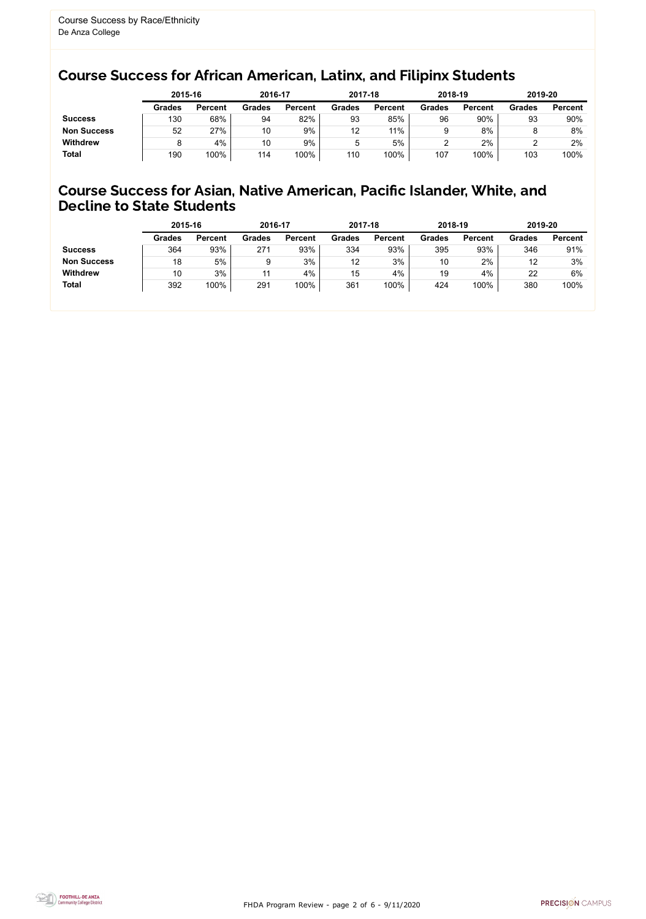Course Success by Race/Ethnicity
De Anza College

## Course Success for African American, Latinx, and Filipinx Students

| | 2015-16 | | 2016-17 | | 2017-18 | | 2018-19 | | 2019-20 | |
|---|---|---|---|---|---|---|---|---|---|---|
| | **Grades** | **Percent** | **Grades** | **Percent** | **Grades** | **Percent** | **Grades** | **Percent** | **Grades** | **Percent** |
| **Success** | 130 | 68% | 94 | 82% | 93 | 85% | 96 | 90% | 93 | 90% |
| **Non Success** | 52 | 27% | 10 | 9% | 12 | 11% | 9 | 8% | 8 | 8% |
| **Withdrew** | 8 | 4% | 10 | 9% | 5 | 5% | 2 | 2% | 2 | 2% |
| **Total** | 190 | 100% | 114 | 100% | 110 | 100% | 107 | 100% | 103 | 100% |

## Course Success for Asian, Native American, Pacific Islander, White, and Decline to State Students

| | 2015-16 | | 2016-17 | | 2017-18 | | 2018-19 | | 2019-20 | |
|---|---|---|---|---|---|---|---|---|---|---|
| | **Grades** | **Percent** | **Grades** | **Percent** | **Grades** | **Percent** | **Grades** | **Percent** | **Grades** | **Percent** |
| **Success** | 364 | 93% | 271 | 93% | 334 | 93% | 395 | 93% | 346 | 91% |
| **Non Success** | 18 | 5% | 9 | 3% | 12 | 3% | 10 | 2% | 12 | 3% |
| **Withdrew** | 10 | 3% | 11 | 4% | 15 | 4% | 19 | 4% | 22 | 6% |
| **Total** | 392 | 100% | 291 | 100% | 361 | 100% | 424 | 100% | 380 | 100% |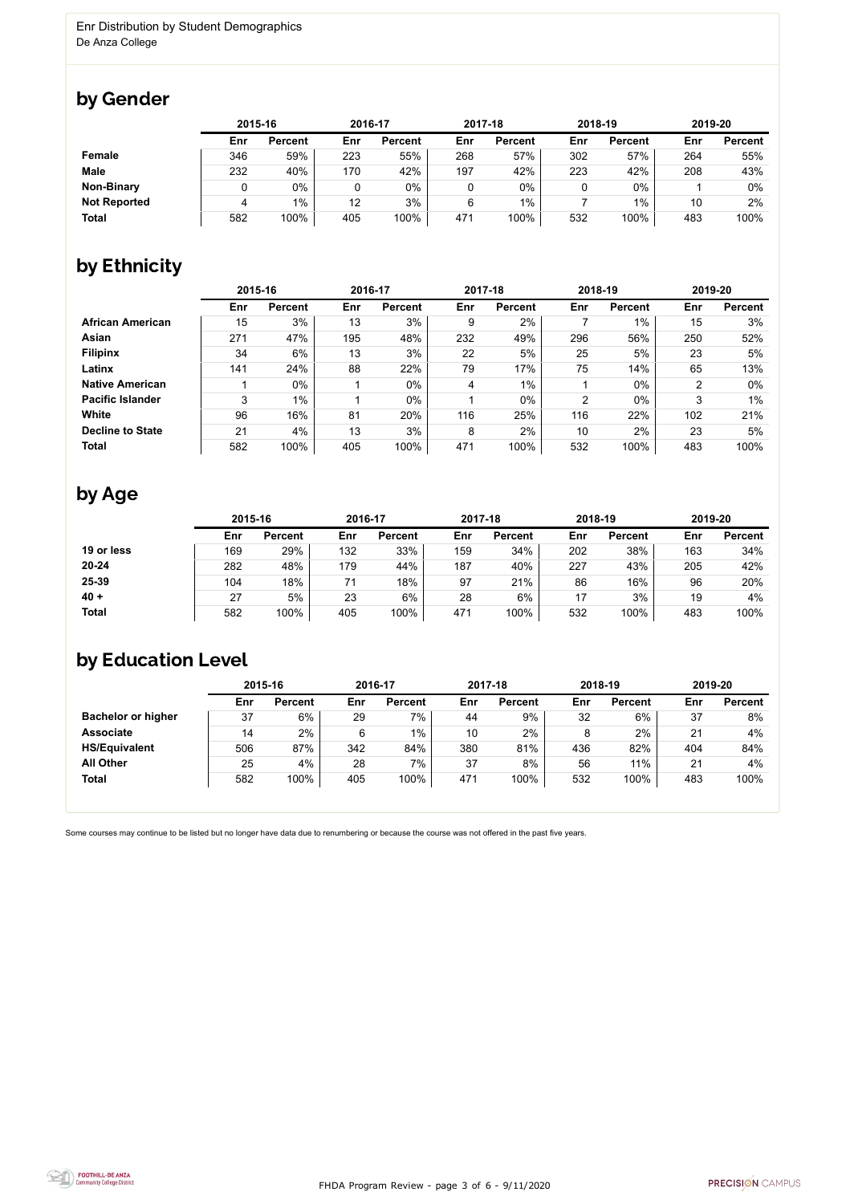Enr Distribution by Student Demographics
De Anza College

## by Gender

| | 2015-16 | | 2016-17 | | 2017-18 | | 2018-19 | | 2019-20 | |
|---|---|---|---|---|---|---|---|---|---|---|
| | Enr | Percent | Enr | Percent | Enr | Percent | Enr | Percent | Enr | Percent |
| **Female** | 346 | 59% | 223 | 55% | 268 | 57% | 302 | 57% | 264 | 55% |
| **Male** | 232 | 40% | 170 | 42% | 197 | 42% | 223 | 42% | 208 | 43% |
| **Non-Binary** | 0 | 0% | 0 | 0% | 0 | 0% | 0 | 0% | 1 | 0% |
| **Not Reported** | 4 | 1% | 12 | 3% | 6 | 1% | 7 | 1% | 10 | 2% |
| **Total** | 582 | 100% | 405 | 100% | 471 | 100% | 532 | 100% | 483 | 100% |

## by Ethnicity

| | 2015-16 | | 2016-17 | | 2017-18 | | 2018-19 | | 2019-20 | |
|---|---|---|---|---|---|---|---|---|---|---|
| | Enr | Percent | Enr | Percent | Enr | Percent | Enr | Percent | Enr | Percent |
| **African American** | 15 | 3% | 13 | 3% | 9 | 2% | 7 | 1% | 15 | 3% |
| **Asian** | 271 | 47% | 195 | 48% | 232 | 49% | 296 | 56% | 250 | 52% |
| **Filipinx** | 34 | 6% | 13 | 3% | 22 | 5% | 25 | 5% | 23 | 5% |
| **Latinx** | 141 | 24% | 88 | 22% | 79 | 17% | 75 | 14% | 65 | 13% |
| **Native American** | 1 | 0% | 1 | 0% | 4 | 1% | 1 | 0% | 2 | 0% |
| **Pacific Islander** | 3 | 1% | 1 | 0% | 1 | 0% | 2 | 0% | 3 | 1% |
| **White** | 96 | 16% | 81 | 20% | 116 | 25% | 116 | 22% | 102 | 21% |
| **Decline to State** | 21 | 4% | 13 | 3% | 8 | 2% | 10 | 2% | 23 | 5% |
| **Total** | 582 | 100% | 405 | 100% | 471 | 100% | 532 | 100% | 483 | 100% |

## by Age

| | 2015-16 | | 2016-17 | | 2017-18 | | 2018-19 | | 2019-20 | |
|---|---|---|---|---|---|---|---|---|---|---|
| | Enr | Percent | Enr | Percent | Enr | Percent | Enr | Percent | Enr | Percent |
| **19 or less** | 169 | 29% | 132 | 33% | 159 | 34% | 202 | 38% | 163 | 34% |
| **20-24** | 282 | 48% | 179 | 44% | 187 | 40% | 227 | 43% | 205 | 42% |
| **25-39** | 104 | 18% | 71 | 18% | 97 | 21% | 86 | 16% | 96 | 20% |
| **40 +** | 27 | 5% | 23 | 6% | 28 | 6% | 17 | 3% | 19 | 4% |
| **Total** | 582 | 100% | 405 | 100% | 471 | 100% | 532 | 100% | 483 | 100% |

## by Education Level

| | 2015-16 | | 2016-17 | | 2017-18 | | 2018-19 | | 2019-20 | |
|---|---|---|---|---|---|---|---|---|---|---|
| | Enr | Percent | Enr | Percent | Enr | Percent | Enr | Percent | Enr | Percent |
| **Bachelor or higher** | 37 | 6% | 29 | 7% | 44 | 9% | 32 | 6% | 37 | 8% |
| **Associate** | 14 | 2% | 6 | 1% | 10 | 2% | 8 | 2% | 21 | 4% |
| **HS/Equivalent** | 506 | 87% | 342 | 84% | 380 | 81% | 436 | 82% | 404 | 84% |
| **All Other** | 25 | 4% | 28 | 7% | 37 | 8% | 56 | 11% | 21 | 4% |
| **Total** | 582 | 100% | 405 | 100% | 471 | 100% | 532 | 100% | 483 | 100% |

Some courses may continue to be listed but no longer have data due to renumbering or because the course was not offered in the past five years.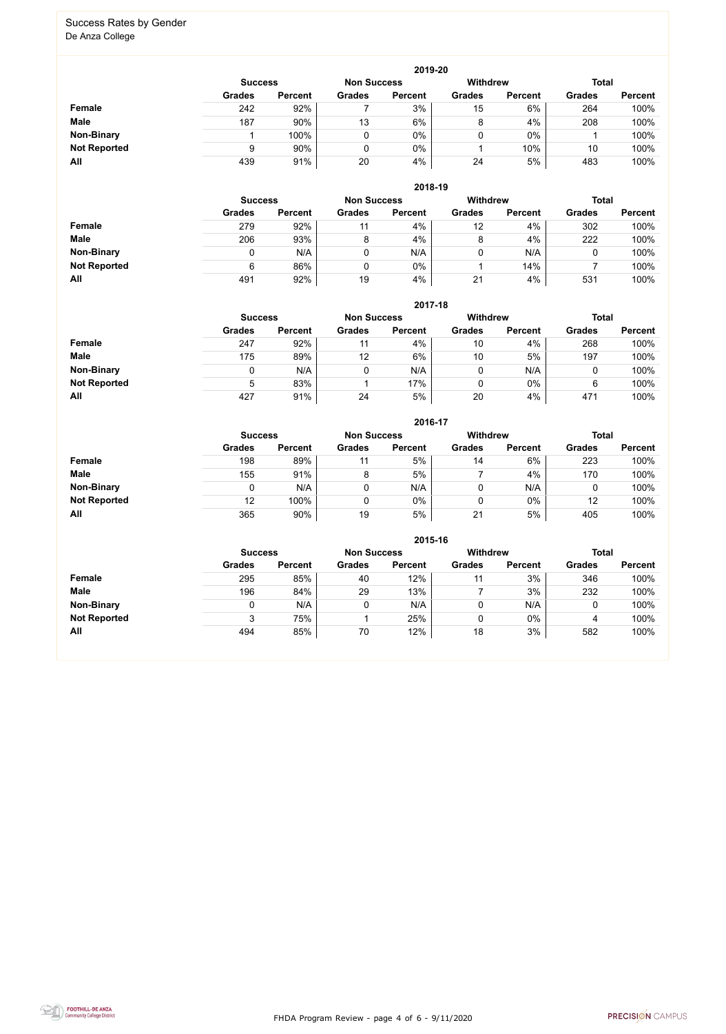# Success Rates by Gender

De Anza College

## 2019-20

| | Success | | Non Success | | Withdrew | | Total | |
|---|---|---|---|---|---|---|---|---|
| | Grades | Percent | Grades | Percent | Grades | Percent | Grades | Percent |
| **Female** | 242 | 92% | 7 | 3% | 15 | 6% | 264 | 100% |
| **Male** | 187 | 90% | 13 | 6% | 8 | 4% | 208 | 100% |
| **Non-Binary** | 1 | 100% | 0 | 0% | 0 | 0% | 1 | 100% |
| **Not Reported** | 9 | 90% | 0 | 0% | 1 | 10% | 10 | 100% |
| **All** | 439 | 91% | 20 | 4% | 24 | 5% | 483 | 100% |

## 2018-19

| | Success | | Non Success | | Withdrew | | Total | |
|---|---|---|---|---|---|---|---|---|
| | Grades | Percent | Grades | Percent | Grades | Percent | Grades | Percent |
| **Female** | 279 | 92% | 11 | 4% | 12 | 4% | 302 | 100% |
| **Male** | 206 | 93% | 8 | 4% | 8 | 4% | 222 | 100% |
| **Non-Binary** | 0 | N/A | 0 | N/A | 0 | N/A | 0 | 100% |
| **Not Reported** | 6 | 86% | 0 | 0% | 1 | 14% | 7 | 100% |
| **All** | 491 | 92% | 19 | 4% | 21 | 4% | 531 | 100% |

## 2017-18

| | Success | | Non Success | | Withdrew | | Total | |
|---|---|---|---|---|---|---|---|---|
| | Grades | Percent | Grades | Percent | Grades | Percent | Grades | Percent |
| **Female** | 247 | 92% | 11 | 4% | 10 | 4% | 268 | 100% |
| **Male** | 175 | 89% | 12 | 6% | 10 | 5% | 197 | 100% |
| **Non-Binary** | 0 | N/A | 0 | N/A | 0 | N/A | 0 | 100% |
| **Not Reported** | 5 | 83% | 1 | 17% | 0 | 0% | 6 | 100% |
| **All** | 427 | 91% | 24 | 5% | 20 | 4% | 471 | 100% |

## 2016-17

| | Success | | Non Success | | Withdrew | | Total | |
|---|---|---|---|---|---|---|---|---|
| | Grades | Percent | Grades | Percent | Grades | Percent | Grades | Percent |
| **Female** | 198 | 89% | 11 | 5% | 14 | 6% | 223 | 100% |
| **Male** | 155 | 91% | 8 | 5% | 7 | 4% | 170 | 100% |
| **Non-Binary** | 0 | N/A | 0 | N/A | 0 | N/A | 0 | 100% |
| **Not Reported** | 12 | 100% | 0 | 0% | 0 | 0% | 12 | 100% |
| **All** | 365 | 90% | 19 | 5% | 21 | 5% | 405 | 100% |

## 2015-16

| | Success | | Non Success | | Withdrew | | Total | |
|---|---|---|---|---|---|---|---|---|
| | Grades | Percent | Grades | Percent | Grades | Percent | Grades | Percent |
| **Female** | 295 | 85% | 40 | 12% | 11 | 3% | 346 | 100% |
| **Male** | 196 | 84% | 29 | 13% | 7 | 3% | 232 | 100% |
| **Non-Binary** | 0 | N/A | 0 | N/A | 0 | N/A | 0 | 100% |
| **Not Reported** | 3 | 75% | 1 | 25% | 0 | 0% | 4 | 100% |
| **All** | 494 | 85% | 70 | 12% | 18 | 3% | 582 | 100% |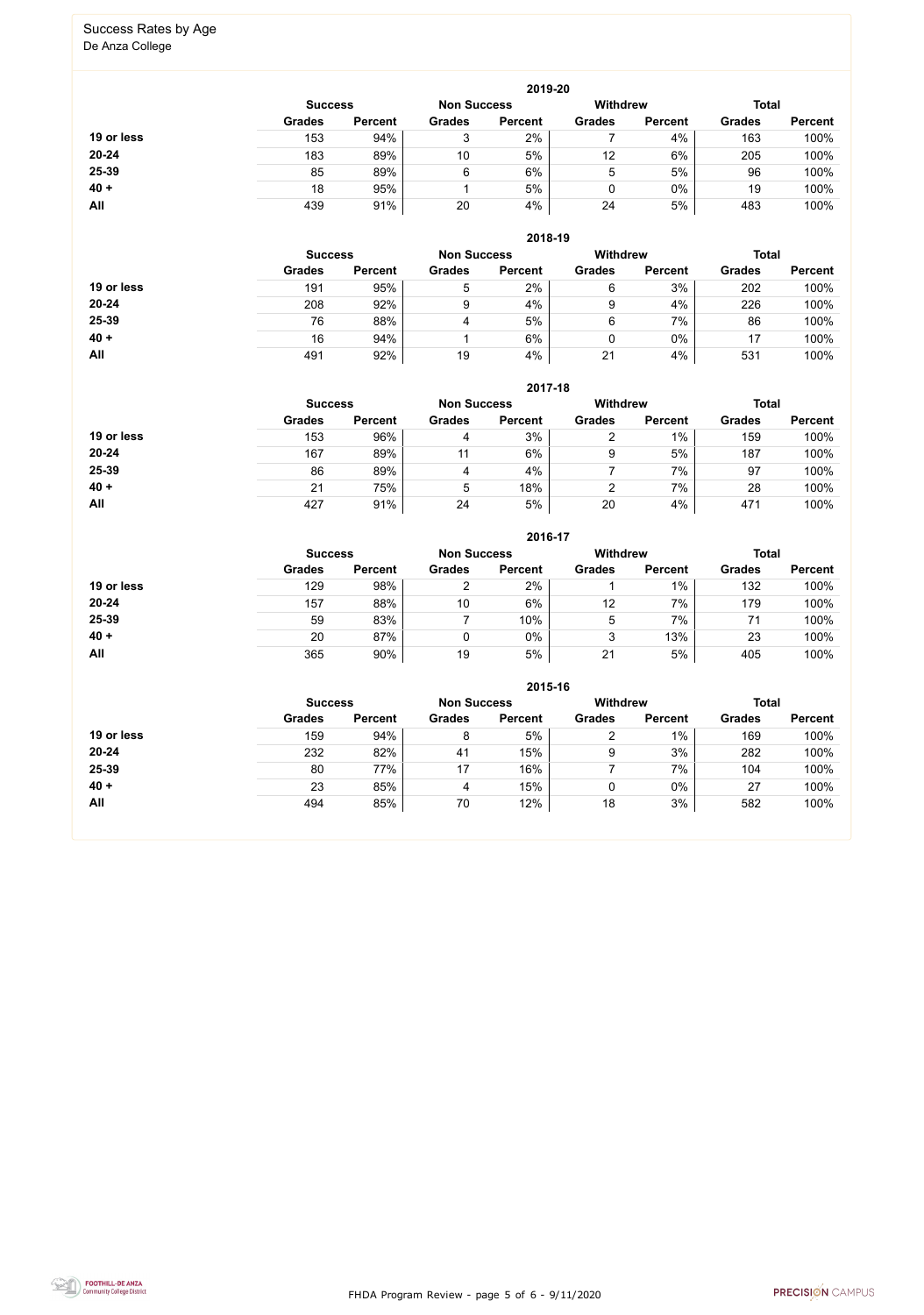# Success Rates by Age

De Anza College

## 2019-20

| | Success | | Non Success | | Withdrew | | Total | |
|---|---|---|---|---|---|---|---|---|
| | Grades | Percent | Grades | Percent | Grades | Percent | Grades | Percent |
| **19 or less** | 153 | 94% | 3 | 2% | 7 | 4% | 163 | 100% |
| **20-24** | 183 | 89% | 10 | 5% | 12 | 6% | 205 | 100% |
| **25-39** | 85 | 89% | 6 | 6% | 5 | 5% | 96 | 100% |
| **40 +** | 18 | 95% | 1 | 5% | 0 | 0% | 19 | 100% |
| **All** | 439 | 91% | 20 | 4% | 24 | 5% | 483 | 100% |

## 2018-19

| | Success | | Non Success | | Withdrew | | Total | |
|---|---|---|---|---|---|---|---|---|
| | Grades | Percent | Grades | Percent | Grades | Percent | Grades | Percent |
| **19 or less** | 191 | 95% | 5 | 2% | 6 | 3% | 202 | 100% |
| **20-24** | 208 | 92% | 9 | 4% | 9 | 4% | 226 | 100% |
| **25-39** | 76 | 88% | 4 | 5% | 6 | 7% | 86 | 100% |
| **40 +** | 16 | 94% | 1 | 6% | 0 | 0% | 17 | 100% |
| **All** | 491 | 92% | 19 | 4% | 21 | 4% | 531 | 100% |

## 2017-18

| | Success | | Non Success | | Withdrew | | Total | |
|---|---|---|---|---|---|---|---|---|
| | Grades | Percent | Grades | Percent | Grades | Percent | Grades | Percent |
| **19 or less** | 153 | 96% | 4 | 3% | 2 | 1% | 159 | 100% |
| **20-24** | 167 | 89% | 11 | 6% | 9 | 5% | 187 | 100% |
| **25-39** | 86 | 89% | 4 | 4% | 7 | 7% | 97 | 100% |
| **40 +** | 21 | 75% | 5 | 18% | 2 | 7% | 28 | 100% |
| **All** | 427 | 91% | 24 | 5% | 20 | 4% | 471 | 100% |

## 2016-17

| | Success | | Non Success | | Withdrew | | Total | |
|---|---|---|---|---|---|---|---|---|
| | Grades | Percent | Grades | Percent | Grades | Percent | Grades | Percent |
| **19 or less** | 129 | 98% | 2 | 2% | 1 | 1% | 132 | 100% |
| **20-24** | 157 | 88% | 10 | 6% | 12 | 7% | 179 | 100% |
| **25-39** | 59 | 83% | 7 | 10% | 5 | 7% | 71 | 100% |
| **40 +** | 20 | 87% | 0 | 0% | 3 | 13% | 23 | 100% |
| **All** | 365 | 90% | 19 | 5% | 21 | 5% | 405 | 100% |

## 2015-16

| | Success | | Non Success | | Withdrew | | Total | |
|---|---|---|---|---|---|---|---|---|
| | Grades | Percent | Grades | Percent | Grades | Percent | Grades | Percent |
| **19 or less** | 159 | 94% | 8 | 5% | 2 | 1% | 169 | 100% |
| **20-24** | 232 | 82% | 41 | 15% | 9 | 3% | 282 | 100% |
| **25-39** | 80 | 77% | 17 | 16% | 7 | 7% | 104 | 100% |
| **40 +** | 23 | 85% | 4 | 15% | 0 | 0% | 27 | 100% |
| **All** | 494 | 85% | 70 | 12% | 18 | 3% | 582 | 100% |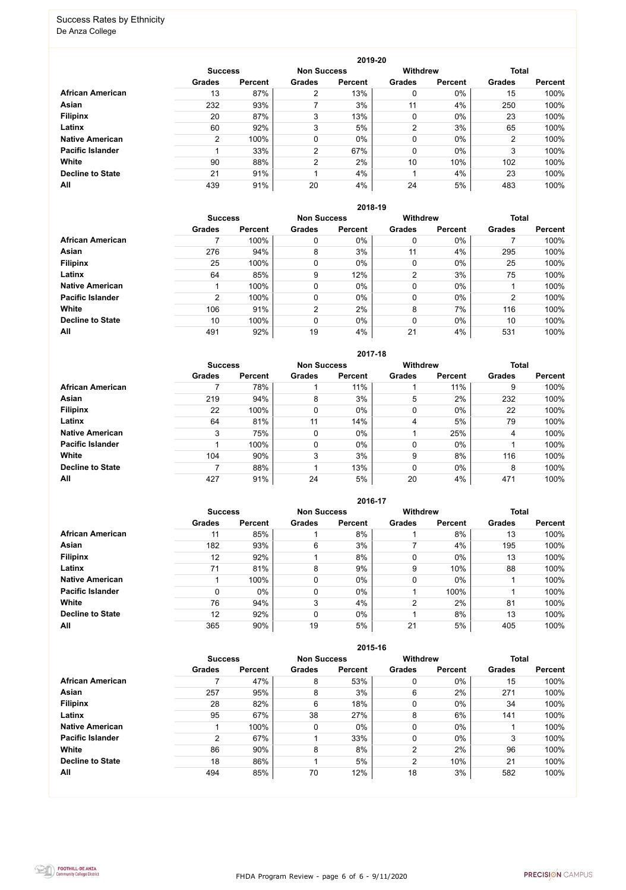## Success Rates by Ethnicity

De Anza College

### 2019-20

| | Success | | Non Success | | Withdrew | | Total | |
|---|---|---|---|---|---|---|---|---|
| | Grades | Percent | Grades | Percent | Grades | Percent | Grades | Percent |
| **African American** | 13 | 87% | 2 | 13% | 0 | 0% | 15 | 100% |
| **Asian** | 232 | 93% | 7 | 3% | 11 | 4% | 250 | 100% |
| **Filipinx** | 20 | 87% | 3 | 13% | 0 | 0% | 23 | 100% |
| **Latinx** | 60 | 92% | 3 | 5% | 2 | 3% | 65 | 100% |
| **Native American** | 2 | 100% | 0 | 0% | 0 | 0% | 2 | 100% |
| **Pacific Islander** | 1 | 33% | 2 | 67% | 0 | 0% | 3 | 100% |
| **White** | 90 | 88% | 2 | 2% | 10 | 10% | 102 | 100% |
| **Decline to State** | 21 | 91% | 1 | 4% | 1 | 4% | 23 | 100% |
| **All** | 439 | 91% | 20 | 4% | 24 | 5% | 483 | 100% |

### 2018-19

| | Success | | Non Success | | Withdrew | | Total | |
|---|---|---|---|---|---|---|---|---|
| | Grades | Percent | Grades | Percent | Grades | Percent | Grades | Percent |
| **African American** | 7 | 100% | 0 | 0% | 0 | 0% | 7 | 100% |
| **Asian** | 276 | 94% | 8 | 3% | 11 | 4% | 295 | 100% |
| **Filipinx** | 25 | 100% | 0 | 0% | 0 | 0% | 25 | 100% |
| **Latinx** | 64 | 85% | 9 | 12% | 2 | 3% | 75 | 100% |
| **Native American** | 1 | 100% | 0 | 0% | 0 | 0% | 1 | 100% |
| **Pacific Islander** | 2 | 100% | 0 | 0% | 0 | 0% | 2 | 100% |
| **White** | 106 | 91% | 2 | 2% | 8 | 7% | 116 | 100% |
| **Decline to State** | 10 | 100% | 0 | 0% | 0 | 0% | 10 | 100% |
| **All** | 491 | 92% | 19 | 4% | 21 | 4% | 531 | 100% |

### 2017-18

| | Success | | Non Success | | Withdrew | | Total | |
|---|---|---|---|---|---|---|---|---|
| | Grades | Percent | Grades | Percent | Grades | Percent | Grades | Percent |
| **African American** | 7 | 78% | 1 | 11% | 1 | 11% | 9 | 100% |
| **Asian** | 219 | 94% | 8 | 3% | 5 | 2% | 232 | 100% |
| **Filipinx** | 22 | 100% | 0 | 0% | 0 | 0% | 22 | 100% |
| **Latinx** | 64 | 81% | 11 | 14% | 4 | 5% | 79 | 100% |
| **Native American** | 3 | 75% | 0 | 0% | 1 | 25% | 4 | 100% |
| **Pacific Islander** | 1 | 100% | 0 | 0% | 0 | 0% | 1 | 100% |
| **White** | 104 | 90% | 3 | 3% | 9 | 8% | 116 | 100% |
| **Decline to State** | 7 | 88% | 1 | 13% | 0 | 0% | 8 | 100% |
| **All** | 427 | 91% | 24 | 5% | 20 | 4% | 471 | 100% |

### 2016-17

| | Success | | Non Success | | Withdrew | | Total | |
|---|---|---|---|---|---|---|---|---|
| | Grades | Percent | Grades | Percent | Grades | Percent | Grades | Percent |
| **African American** | 11 | 85% | 1 | 8% | 1 | 8% | 13 | 100% |
| **Asian** | 182 | 93% | 6 | 3% | 7 | 4% | 195 | 100% |
| **Filipinx** | 12 | 92% | 1 | 8% | 0 | 0% | 13 | 100% |
| **Latinx** | 71 | 81% | 8 | 9% | 9 | 10% | 88 | 100% |
| **Native American** | 1 | 100% | 0 | 0% | 0 | 0% | 1 | 100% |
| **Pacific Islander** | 0 | 0% | 0 | 0% | 1 | 100% | 1 | 100% |
| **White** | 76 | 94% | 3 | 4% | 2 | 2% | 81 | 100% |
| **Decline to State** | 12 | 92% | 0 | 0% | 1 | 8% | 13 | 100% |
| **All** | 365 | 90% | 19 | 5% | 21 | 5% | 405 | 100% |

### 2015-16

| | Success | | Non Success | | Withdrew | | Total | |
|---|---|---|---|---|---|---|---|---|
| | Grades | Percent | Grades | Percent | Grades | Percent | Grades | Percent |
| **African American** | 7 | 47% | 8 | 53% | 0 | 0% | 15 | 100% |
| **Asian** | 257 | 95% | 8 | 3% | 6 | 2% | 271 | 100% |
| **Filipinx** | 28 | 82% | 6 | 18% | 0 | 0% | 34 | 100% |
| **Latinx** | 95 | 67% | 38 | 27% | 8 | 6% | 141 | 100% |
| **Native American** | 1 | 100% | 0 | 0% | 0 | 0% | 1 | 100% |
| **Pacific Islander** | 2 | 67% | 1 | 33% | 0 | 0% | 3 | 100% |
| **White** | 86 | 90% | 8 | 8% | 2 | 2% | 96 | 100% |
| **Decline to State** | 18 | 86% | 1 | 5% | 2 | 10% | 21 | 100% |
| **All** | 494 | 85% | 70 | 12% | 18 | 3% | 582 | 100% |